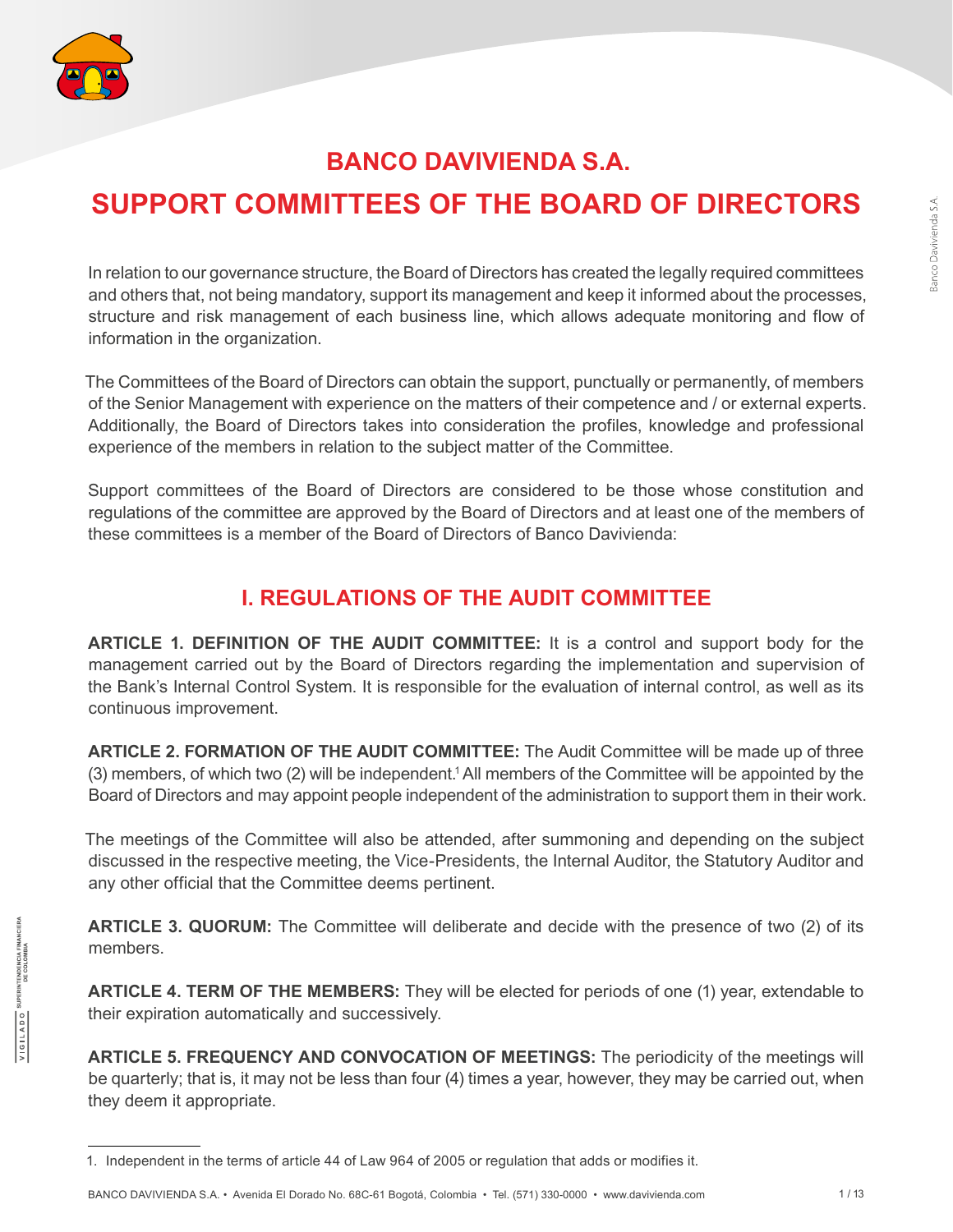# BANCO DAVIVIENDA S.A.

# SUPPORT COMMITTEES OF THE BOARD OF DIRECTORS

In relation to our governance structure, the Board of Directors has created the legally required committees and others that, not being mandatory, support its management and keep it informed about the processes, structure and risk management of each business line, which allows adequate monitoring and flow of information in the organization.

The Committees of the Board of Directors can obtain the support, punctually or permanently, of members of the Senior Management with experience on the matters of their competence and / or external experts. Additionally, the Board of Directors takes into consideration the profiles, knowledge and professional experience of the members in relation to the subject matter of the Committee.

Support committees of the Board of Directors are considered to be those whose constitution and regulations of the committee are approved by the Board of Directors and at least one of the members of these committees is a member of the Board of Directors of Banco Davivienda:

## I. REGULATIONS OF THE AUDIT COMMITTEE

**ARTICLE 1. DEFINITION OF THE AUDIT COMMITTEE:** It is a control and support body for the management carried out by the Board of Directors regarding the implementation and supervision of the Bank's Internal Control System. It is responsible for the evaluation of internal control, as well as its continuous improvement.

**ARTICLE 2. FORMATION OF THE AUDIT COMMITTEE:** The Audit Committee will be made up of three (3) members, of which two (2) will be independent.[1] All members of the Committee will be appointed by the Board of Directors and may appoint people independent of the administration to support them in their work.

The meetings of the Committee will also be attended, after summoning and depending on the subject discussed in the respective meeting, the Vice-Presidents, the Internal Auditor, the Statutory Auditor and any other official that the Committee deems pertinent.

**ARTICLE 3. QUORUM:** The Committee will deliberate and decide with the presence of two (2) of its members.

**ARTICLE 4. TERM OF THE MEMBERS:** They will be elected for periods of one (1) year, extendable to their expiration automatically and successively.

**ARTICLE 5. FREQUENCY AND CONVOCATION OF MEETINGS:** The periodicity of the meetings will be quarterly; that is, it may not be less than four (4) times a year, however, they may be carried out, when they deem it appropriate.

---

1. Independent in the terms of article 44 of Law 964 of 2005 or regulation that adds or modifies it.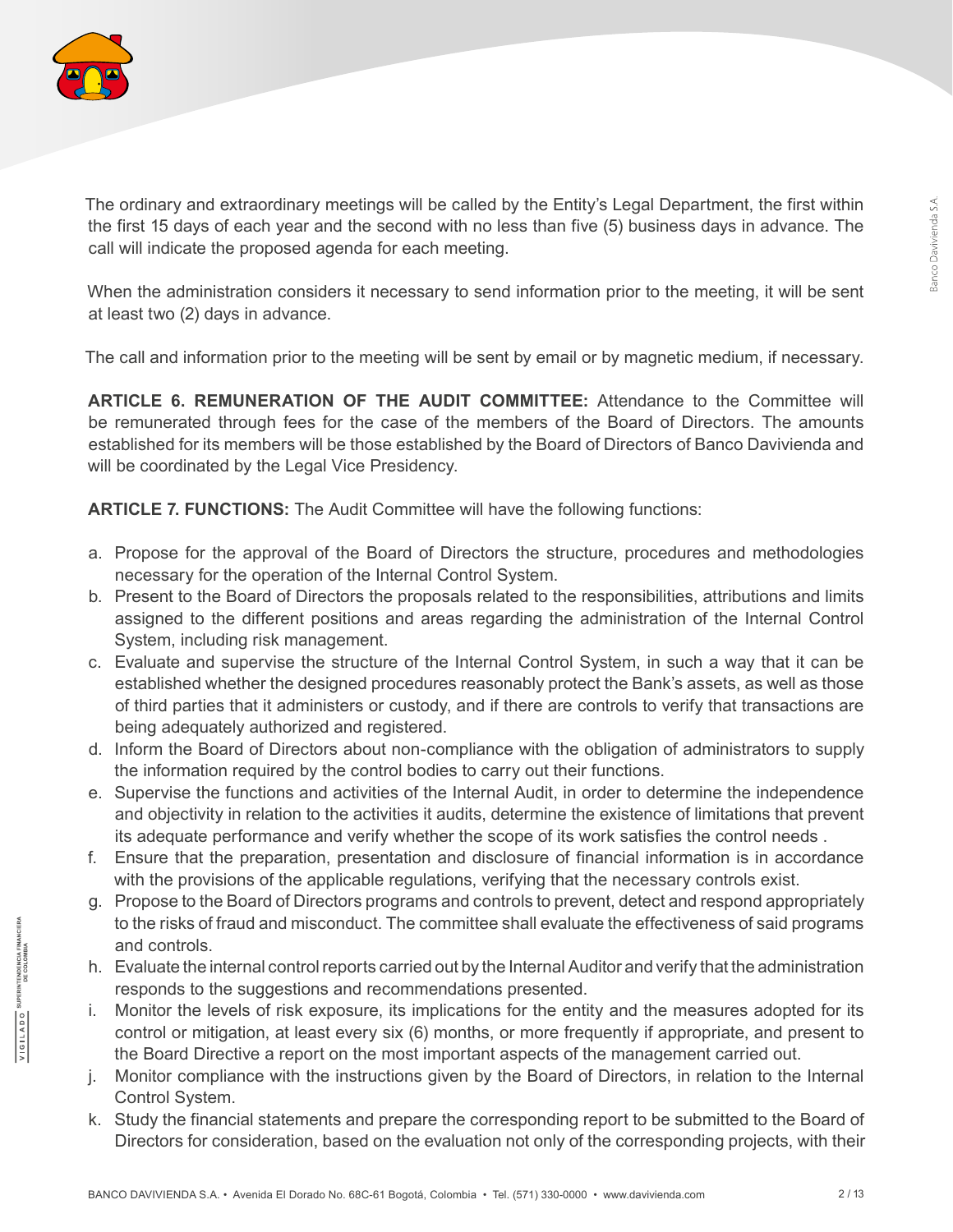The ordinary and extraordinary meetings will be called by the Entity's Legal Department, the first within the first 15 days of each year and the second with no less than five (5) business days in advance. The call will indicate the proposed agenda for each meeting.

When the administration considers it necessary to send information prior to the meeting, it will be sent at least two (2) days in advance.

The call and information prior to the meeting will be sent by email or by magnetic medium, if necessary.

**ARTICLE 6. REMUNERATION OF THE AUDIT COMMITTEE:** Attendance to the Committee will be remunerated through fees for the case of the members of the Board of Directors. The amounts established for its members will be those established by the Board of Directors of Banco Davivienda and will be coordinated by the Legal Vice Presidency.

**ARTICLE 7. FUNCTIONS:** The Audit Committee will have the following functions:

a. Propose for the approval of the Board of Directors the structure, procedures and methodologies necessary for the operation of the Internal Control System.
b. Present to the Board of Directors the proposals related to the responsibilities, attributions and limits assigned to the different positions and areas regarding the administration of the Internal Control System, including risk management.
c. Evaluate and supervise the structure of the Internal Control System, in such a way that it can be established whether the designed procedures reasonably protect the Bank's assets, as well as those of third parties that it administers or custody, and if there are controls to verify that transactions are being adequately authorized and registered.
d. Inform the Board of Directors about non-compliance with the obligation of administrators to supply the information required by the control bodies to carry out their functions.
e. Supervise the functions and activities of the Internal Audit, in order to determine the independence and objectivity in relation to the activities it audits, determine the existence of limitations that prevent its adequate performance and verify whether the scope of its work satisfies the control needs .
f. Ensure that the preparation, presentation and disclosure of financial information is in accordance with the provisions of the applicable regulations, verifying that the necessary controls exist.
g. Propose to the Board of Directors programs and controls to prevent, detect and respond appropriately to the risks of fraud and misconduct. The committee shall evaluate the effectiveness of said programs and controls.
h. Evaluate the internal control reports carried out by the Internal Auditor and verify that the administration responds to the suggestions and recommendations presented.
i. Monitor the levels of risk exposure, its implications for the entity and the measures adopted for its control or mitigation, at least every six (6) months, or more frequently if appropriate, and present to the Board Directive a report on the most important aspects of the management carried out.
j. Monitor compliance with the instructions given by the Board of Directors, in relation to the Internal Control System.
k. Study the financial statements and prepare the corresponding report to be submitted to the Board of Directors for consideration, based on the evaluation not only of the corresponding projects, with their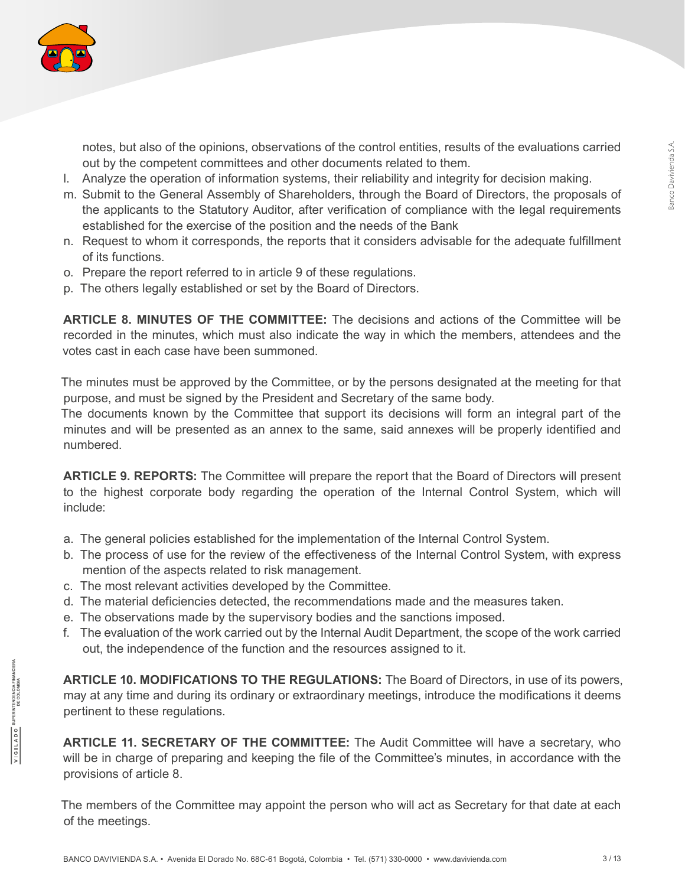notes, but also of the opinions, observations of the control entities, results of the evaluations carried out by the competent committees and other documents related to them.

l. Analyze the operation of information systems, their reliability and integrity for decision making.
m. Submit to the General Assembly of Shareholders, through the Board of Directors, the proposals of the applicants to the Statutory Auditor, after verification of compliance with the legal requirements established for the exercise of the position and the needs of the Bank
n. Request to whom it corresponds, the reports that it considers advisable for the adequate fulfillment of its functions.
o. Prepare the report referred to in article 9 of these regulations.
p. The others legally established or set by the Board of Directors.

**ARTICLE 8. MINUTES OF THE COMMITTEE:** The decisions and actions of the Committee will be recorded in the minutes, which must also indicate the way in which the members, attendees and the votes cast in each case have been summoned.

The minutes must be approved by the Committee, or by the persons designated at the meeting for that purpose, and must be signed by the President and Secretary of the same body.
The documents known by the Committee that support its decisions will form an integral part of the minutes and will be presented as an annex to the same, said annexes will be properly identified and numbered.

**ARTICLE 9. REPORTS:** The Committee will prepare the report that the Board of Directors will present to the highest corporate body regarding the operation of the Internal Control System, which will include:

a. The general policies established for the implementation of the Internal Control System.
b. The process of use for the review of the effectiveness of the Internal Control System, with express mention of the aspects related to risk management.
c. The most relevant activities developed by the Committee.
d. The material deficiencies detected, the recommendations made and the measures taken.
e. The observations made by the supervisory bodies and the sanctions imposed.
f. The evaluation of the work carried out by the Internal Audit Department, the scope of the work carried out, the independence of the function and the resources assigned to it.

**ARTICLE 10. MODIFICATIONS TO THE REGULATIONS:** The Board of Directors, in use of its powers, may at any time and during its ordinary or extraordinary meetings, introduce the modifications it deems pertinent to these regulations.

**ARTICLE 11. SECRETARY OF THE COMMITTEE:** The Audit Committee will have a secretary, who will be in charge of preparing and keeping the file of the Committee's minutes, in accordance with the provisions of article 8.

The members of the Committee may appoint the person who will act as Secretary for that date at each of the meetings.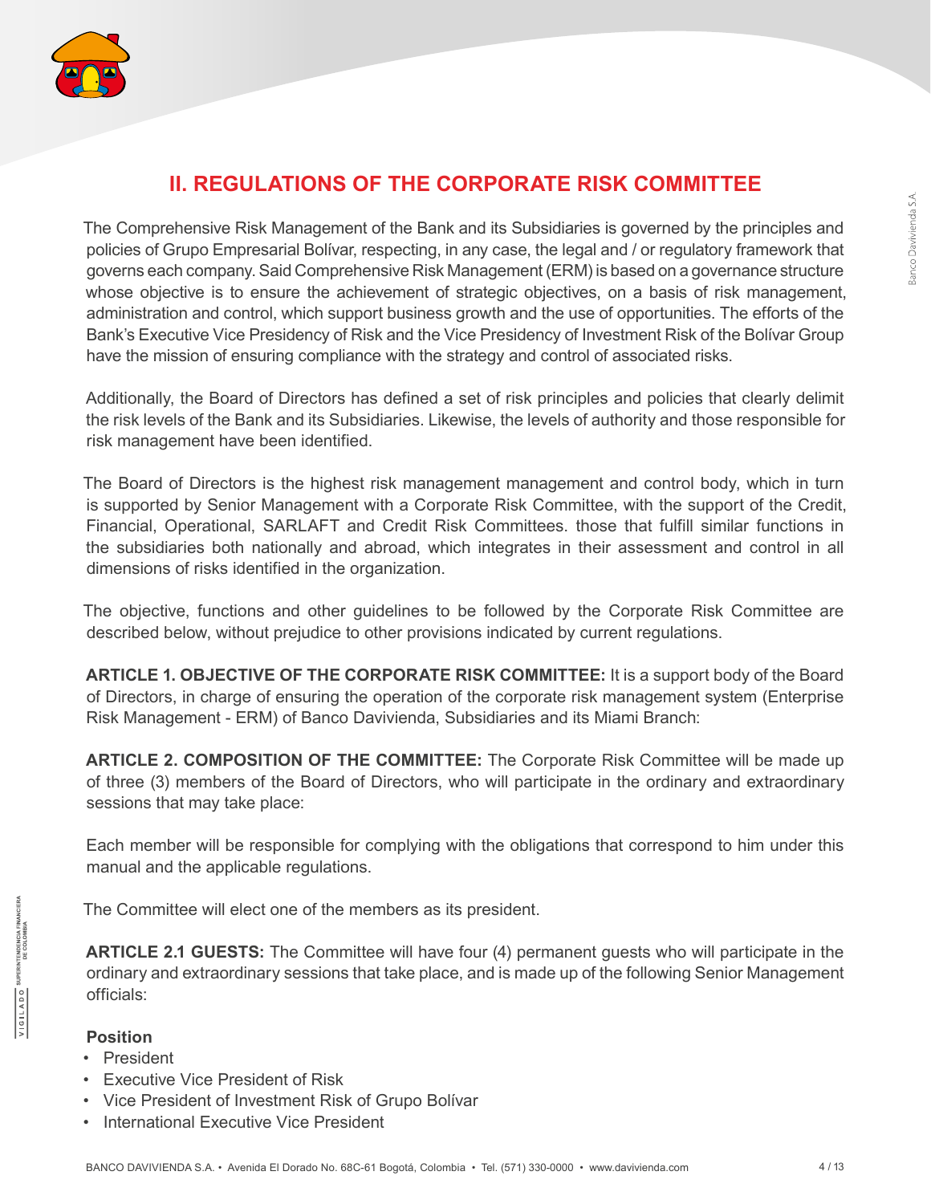## II. REGULATIONS OF THE CORPORATE RISK COMMITTEE

The Comprehensive Risk Management of the Bank and its Subsidiaries is governed by the principles and policies of Grupo Empresarial Bolívar, respecting, in any case, the legal and / or regulatory framework that governs each company. Said Comprehensive Risk Management (ERM) is based on a governance structure whose objective is to ensure the achievement of strategic objectives, on a basis of risk management, administration and control, which support business growth and the use of opportunities. The efforts of the Bank's Executive Vice Presidency of Risk and the Vice Presidency of Investment Risk of the Bolívar Group have the mission of ensuring compliance with the strategy and control of associated risks.

Additionally, the Board of Directors has defined a set of risk principles and policies that clearly delimit the risk levels of the Bank and its Subsidiaries. Likewise, the levels of authority and those responsible for risk management have been identified.

The Board of Directors is the highest risk management management and control body, which in turn is supported by Senior Management with a Corporate Risk Committee, with the support of the Credit, Financial, Operational, SARLAFT and Credit Risk Committees. those that fulfill similar functions in the subsidiaries both nationally and abroad, which integrates in their assessment and control in all dimensions of risks identified in the organization.

The objective, functions and other guidelines to be followed by the Corporate Risk Committee are described below, without prejudice to other provisions indicated by current regulations.

**ARTICLE 1. OBJECTIVE OF THE CORPORATE RISK COMMITTEE:** It is a support body of the Board of Directors, in charge of ensuring the operation of the corporate risk management system (Enterprise Risk Management - ERM) of Banco Davivienda, Subsidiaries and its Miami Branch:

**ARTICLE 2. COMPOSITION OF THE COMMITTEE:** The Corporate Risk Committee will be made up of three (3) members of the Board of Directors, who will participate in the ordinary and extraordinary sessions that may take place:

Each member will be responsible for complying with the obligations that correspond to him under this manual and the applicable regulations.

The Committee will elect one of the members as its president.

**ARTICLE 2.1 GUESTS:** The Committee will have four (4) permanent guests who will participate in the ordinary and extraordinary sessions that take place, and is made up of the following Senior Management officials:

**Position**

- President
- Executive Vice President of Risk
- Vice President of Investment Risk of Grupo Bolívar
- International Executive Vice President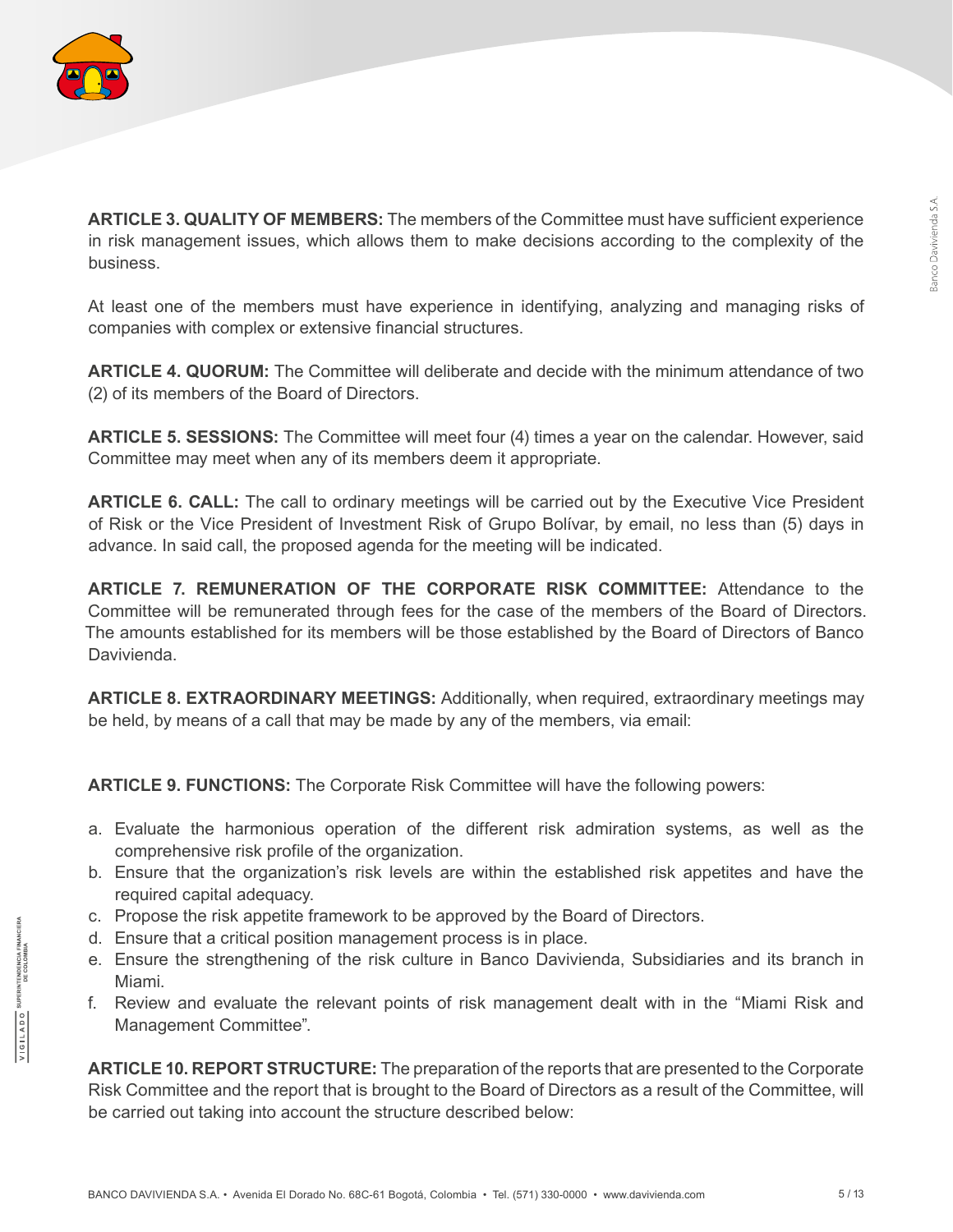**ARTICLE 3. QUALITY OF MEMBERS:** The members of the Committee must have sufficient experience in risk management issues, which allows them to make decisions according to the complexity of the business.

At least one of the members must have experience in identifying, analyzing and managing risks of companies with complex or extensive financial structures.

**ARTICLE 4. QUORUM:** The Committee will deliberate and decide with the minimum attendance of two (2) of its members of the Board of Directors.

**ARTICLE 5. SESSIONS:** The Committee will meet four (4) times a year on the calendar. However, said Committee may meet when any of its members deem it appropriate.

**ARTICLE 6. CALL:** The call to ordinary meetings will be carried out by the Executive Vice President of Risk or the Vice President of Investment Risk of Grupo Bolívar, by email, no less than (5) days in advance. In said call, the proposed agenda for the meeting will be indicated.

**ARTICLE 7. REMUNERATION OF THE CORPORATE RISK COMMITTEE:** Attendance to the Committee will be remunerated through fees for the case of the members of the Board of Directors. The amounts established for its members will be those established by the Board of Directors of Banco Davivienda.

**ARTICLE 8. EXTRAORDINARY MEETINGS:** Additionally, when required, extraordinary meetings may be held, by means of a call that may be made by any of the members, via email:

**ARTICLE 9. FUNCTIONS:** The Corporate Risk Committee will have the following powers:

a. Evaluate the harmonious operation of the different risk admiration systems, as well as the comprehensive risk profile of the organization.
b. Ensure that the organization's risk levels are within the established risk appetites and have the required capital adequacy.
c. Propose the risk appetite framework to be approved by the Board of Directors.
d. Ensure that a critical position management process is in place.
e. Ensure the strengthening of the risk culture in Banco Davivienda, Subsidiaries and its branch in Miami.
f. Review and evaluate the relevant points of risk management dealt with in the "Miami Risk and Management Committee".

**ARTICLE 10. REPORT STRUCTURE:** The preparation of the reports that are presented to the Corporate Risk Committee and the report that is brought to the Board of Directors as a result of the Committee, will be carried out taking into account the structure described below: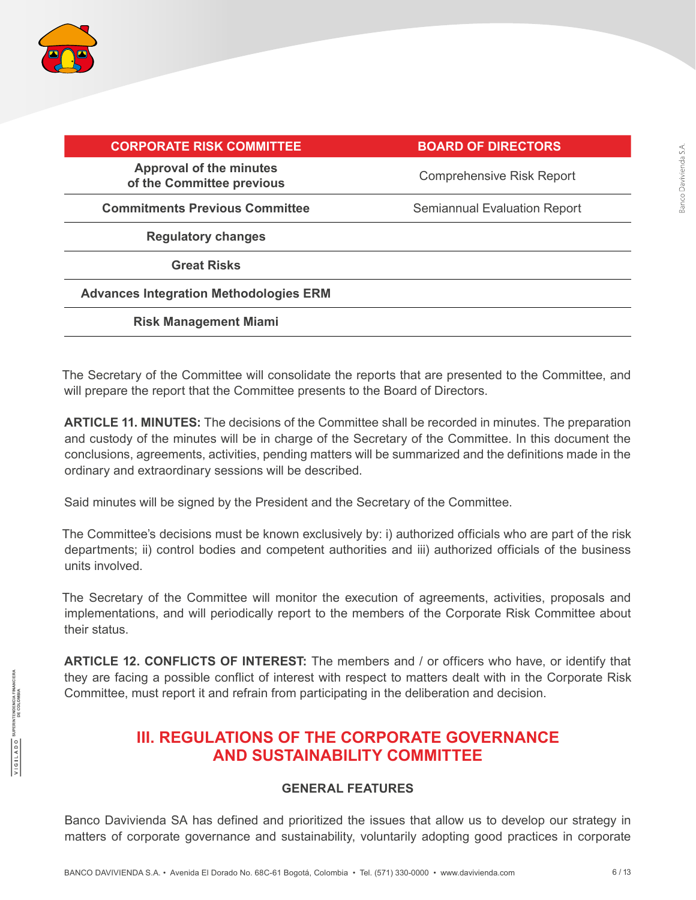| CORPORATE RISK COMMITTEE | BOARD OF DIRECTORS |
|---|---|
| **Approval of the minutes of the Committee previous** | Comprehensive Risk Report |
| **Commitments Previous Committee** | Semiannual Evaluation Report |
| **Regulatory changes** | |
| **Great Risks** | |
| **Advances Integration Methodologies ERM** | |
| **Risk Management Miami** | |

The Secretary of the Committee will consolidate the reports that are presented to the Committee, and will prepare the report that the Committee presents to the Board of Directors.

**ARTICLE 11. MINUTES:** The decisions of the Committee shall be recorded in minutes. The preparation and custody of the minutes will be in charge of the Secretary of the Committee. In this document the conclusions, agreements, activities, pending matters will be summarized and the definitions made in the ordinary and extraordinary sessions will be described.

Said minutes will be signed by the President and the Secretary of the Committee.

The Committee's decisions must be known exclusively by: i) authorized officials who are part of the risk departments; ii) control bodies and competent authorities and iii) authorized officials of the business units involved.

The Secretary of the Committee will monitor the execution of agreements, activities, proposals and implementations, and will periodically report to the members of the Corporate Risk Committee about their status.

**ARTICLE 12. CONFLICTS OF INTEREST:** The members and / or officers who have, or identify that they are facing a possible conflict of interest with respect to matters dealt with in the Corporate Risk Committee, must report it and refrain from participating in the deliberation and decision.

## III. REGULATIONS OF THE CORPORATE GOVERNANCE AND SUSTAINABILITY COMMITTEE

### GENERAL FEATURES

Banco Davivienda SA has defined and prioritized the issues that allow us to develop our strategy in matters of corporate governance and sustainability, voluntarily adopting good practices in corporate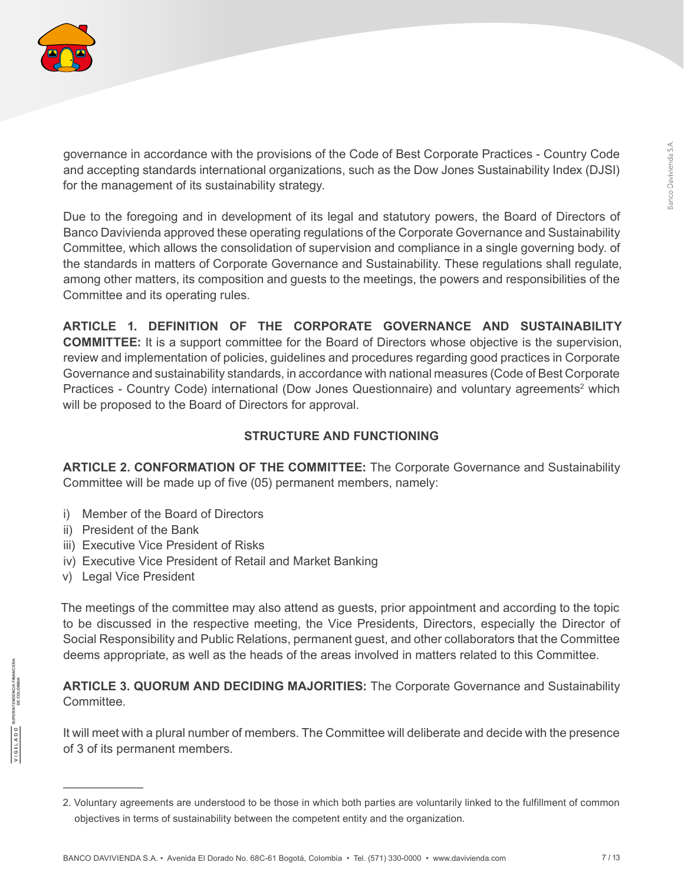governance in accordance with the provisions of the Code of Best Corporate Practices - Country Code and accepting standards international organizations, such as the Dow Jones Sustainability Index (DJSI) for the management of its sustainability strategy.

Due to the foregoing and in development of its legal and statutory powers, the Board of Directors of Banco Davivienda approved these operating regulations of the Corporate Governance and Sustainability Committee, which allows the consolidation of supervision and compliance in a single governing body. of the standards in matters of Corporate Governance and Sustainability. These regulations shall regulate, among other matters, its composition and guests to the meetings, the powers and responsibilities of the Committee and its operating rules.

**ARTICLE 1. DEFINITION OF THE CORPORATE GOVERNANCE AND SUSTAINABILITY COMMITTEE:** It is a support committee for the Board of Directors whose objective is the supervision, review and implementation of policies, guidelines and procedures regarding good practices in Corporate Governance and sustainability standards, in accordance with national measures (Code of Best Corporate Practices - Country Code) international (Dow Jones Questionnaire) and voluntary agreements[2] which will be proposed to the Board of Directors for approval.

## STRUCTURE AND FUNCTIONING

**ARTICLE 2. CONFORMATION OF THE COMMITTEE:** The Corporate Governance and Sustainability Committee will be made up of five (05) permanent members, namely:

i) Member of the Board of Directors
ii) President of the Bank
iii) Executive Vice President of Risks
iv) Executive Vice President of Retail and Market Banking
v) Legal Vice President

The meetings of the committee may also attend as guests, prior appointment and according to the topic to be discussed in the respective meeting, the Vice Presidents, Directors, especially the Director of Social Responsibility and Public Relations, permanent guest, and other collaborators that the Committee deems appropriate, as well as the heads of the areas involved in matters related to this Committee.

**ARTICLE 3. QUORUM AND DECIDING MAJORITIES:** The Corporate Governance and Sustainability Committee.

It will meet with a plural number of members. The Committee will deliberate and decide with the presence of 3 of its permanent members.

---

2. Voluntary agreements are understood to be those in which both parties are voluntarily linked to the fulfillment of common objectives in terms of sustainability between the competent entity and the organization.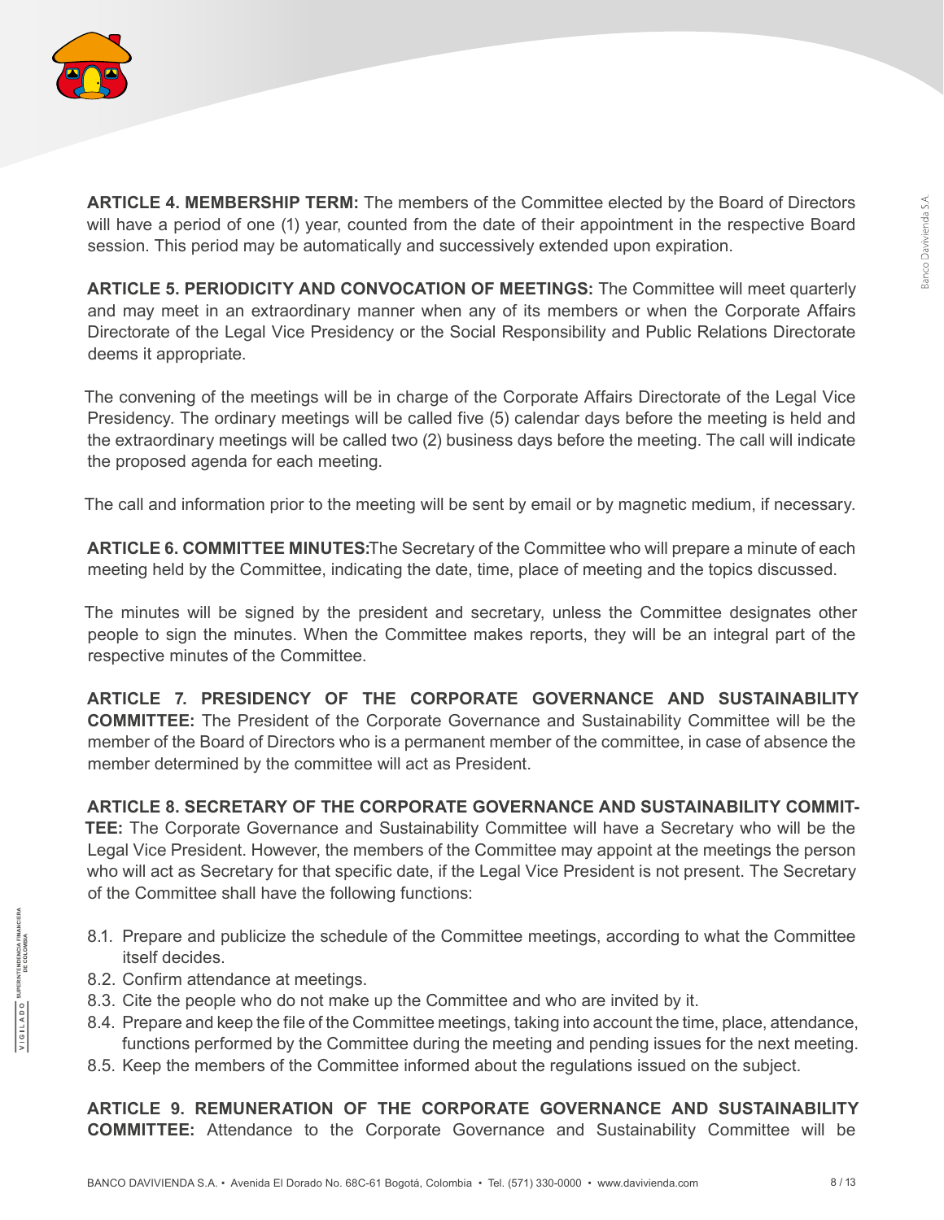**ARTICLE 4. MEMBERSHIP TERM:** The members of the Committee elected by the Board of Directors will have a period of one (1) year, counted from the date of their appointment in the respective Board session. This period may be automatically and successively extended upon expiration.

**ARTICLE 5. PERIODICITY AND CONVOCATION OF MEETINGS:** The Committee will meet quarterly and may meet in an extraordinary manner when any of its members or when the Corporate Affairs Directorate of the Legal Vice Presidency or the Social Responsibility and Public Relations Directorate deems it appropriate.

The convening of the meetings will be in charge of the Corporate Affairs Directorate of the Legal Vice Presidency. The ordinary meetings will be called five (5) calendar days before the meeting is held and the extraordinary meetings will be called two (2) business days before the meeting. The call will indicate the proposed agenda for each meeting.

The call and information prior to the meeting will be sent by email or by magnetic medium, if necessary.

**ARTICLE 6. COMMITTEE MINUTES:**The Secretary of the Committee who will prepare a minute of each meeting held by the Committee, indicating the date, time, place of meeting and the topics discussed.

The minutes will be signed by the president and secretary, unless the Committee designates other people to sign the minutes. When the Committee makes reports, they will be an integral part of the respective minutes of the Committee.

**ARTICLE 7. PRESIDENCY OF THE CORPORATE GOVERNANCE AND SUSTAINABILITY COMMITTEE:** The President of the Corporate Governance and Sustainability Committee will be the member of the Board of Directors who is a permanent member of the committee, in case of absence the member determined by the committee will act as President.

**ARTICLE 8. SECRETARY OF THE CORPORATE GOVERNANCE AND SUSTAINABILITY COMMITTEE:** The Corporate Governance and Sustainability Committee will have a Secretary who will be the Legal Vice President. However, the members of the Committee may appoint at the meetings the person who will act as Secretary for that specific date, if the Legal Vice President is not present. The Secretary of the Committee shall have the following functions:

8.1. Prepare and publicize the schedule of the Committee meetings, according to what the Committee itself decides.
8.2. Confirm attendance at meetings.
8.3. Cite the people who do not make up the Committee and who are invited by it.
8.4. Prepare and keep the file of the Committee meetings, taking into account the time, place, attendance, functions performed by the Committee during the meeting and pending issues for the next meeting.
8.5. Keep the members of the Committee informed about the regulations issued on the subject.

**ARTICLE 9. REMUNERATION OF THE CORPORATE GOVERNANCE AND SUSTAINABILITY COMMITTEE:** Attendance to the Corporate Governance and Sustainability Committee will be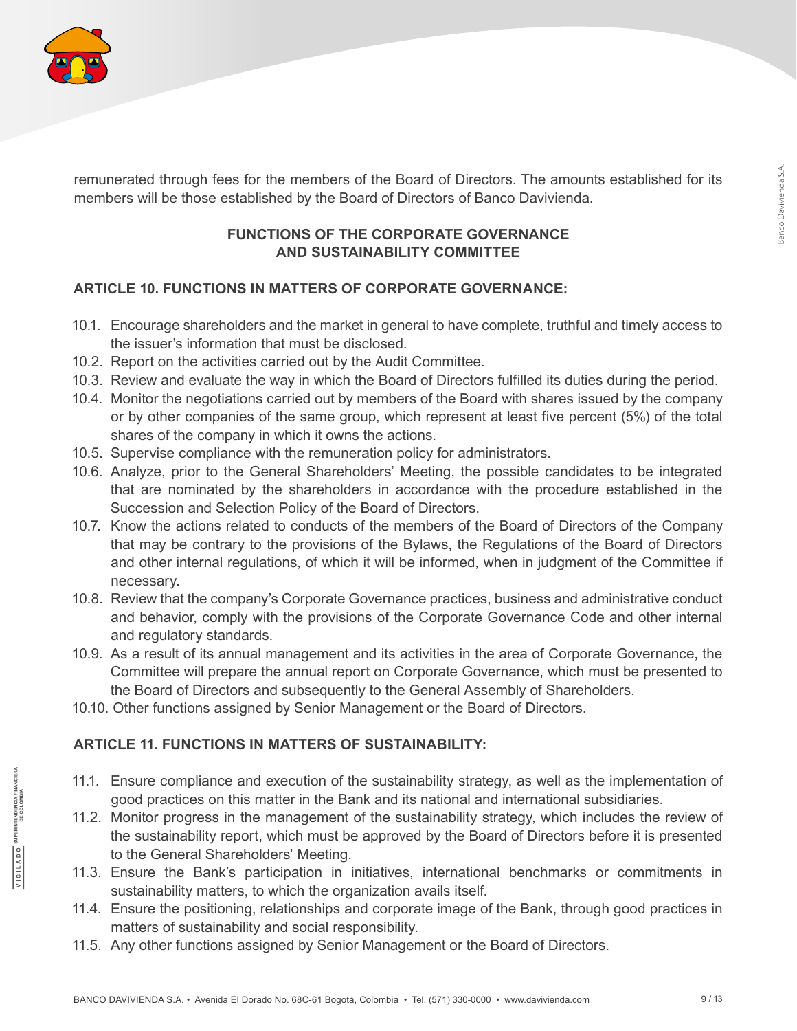remunerated through fees for the members of the Board of Directors. The amounts established for its members will be those established by the Board of Directors of Banco Davivienda.

## FUNCTIONS OF THE CORPORATE GOVERNANCE AND SUSTAINABILITY COMMITTEE

### ARTICLE 10. FUNCTIONS IN MATTERS OF CORPORATE GOVERNANCE:

10.1. Encourage shareholders and the market in general to have complete, truthful and timely access to the issuer's information that must be disclosed.
10.2. Report on the activities carried out by the Audit Committee.
10.3. Review and evaluate the way in which the Board of Directors fulfilled its duties during the period.
10.4. Monitor the negotiations carried out by members of the Board with shares issued by the company or by other companies of the same group, which represent at least five percent (5%) of the total shares of the company in which it owns the actions.
10.5. Supervise compliance with the remuneration policy for administrators.
10.6. Analyze, prior to the General Shareholders' Meeting, the possible candidates to be integrated that are nominated by the shareholders in accordance with the procedure established in the Succession and Selection Policy of the Board of Directors.
10.7. Know the actions related to conducts of the members of the Board of Directors of the Company that may be contrary to the provisions of the Bylaws, the Regulations of the Board of Directors and other internal regulations, of which it will be informed, when in judgment of the Committee if necessary.
10.8. Review that the company's Corporate Governance practices, business and administrative conduct and behavior, comply with the provisions of the Corporate Governance Code and other internal and regulatory standards.
10.9. As a result of its annual management and its activities in the area of Corporate Governance, the Committee will prepare the annual report on Corporate Governance, which must be presented to the Board of Directors and subsequently to the General Assembly of Shareholders.
10.10. Other functions assigned by Senior Management or the Board of Directors.

### ARTICLE 11. FUNCTIONS IN MATTERS OF SUSTAINABILITY:

11.1. Ensure compliance and execution of the sustainability strategy, as well as the implementation of good practices on this matter in the Bank and its national and international subsidiaries.
11.2. Monitor progress in the management of the sustainability strategy, which includes the review of the sustainability report, which must be approved by the Board of Directors before it is presented to the General Shareholders' Meeting.
11.3. Ensure the Bank's participation in initiatives, international benchmarks or commitments in sustainability matters, to which the organization avails itself.
11.4. Ensure the positioning, relationships and corporate image of the Bank, through good practices in matters of sustainability and social responsibility.
11.5. Any other functions assigned by Senior Management or the Board of Directors.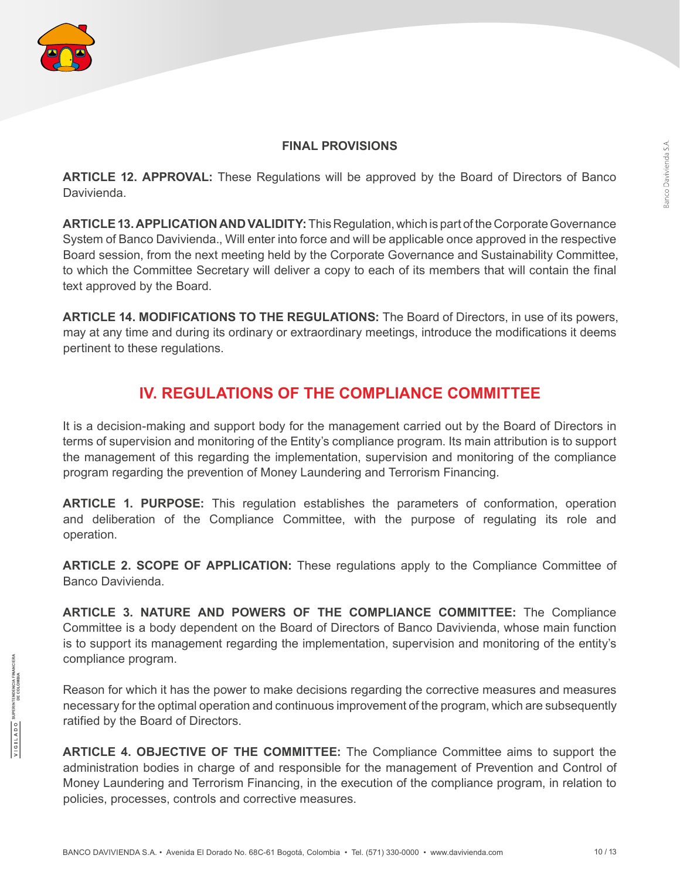**FINAL PROVISIONS**

**ARTICLE 12. APPROVAL:** These Regulations will be approved by the Board of Directors of Banco Davivienda.

**ARTICLE 13. APPLICATION AND VALIDITY:** This Regulation, which is part of the Corporate Governance System of Banco Davivienda., Will enter into force and will be applicable once approved in the respective Board session, from the next meeting held by the Corporate Governance and Sustainability Committee, to which the Committee Secretary will deliver a copy to each of its members that will contain the final text approved by the Board.

**ARTICLE 14. MODIFICATIONS TO THE REGULATIONS:** The Board of Directors, in use of its powers, may at any time and during its ordinary or extraordinary meetings, introduce the modifications it deems pertinent to these regulations.

## IV. REGULATIONS OF THE COMPLIANCE COMMITTEE

It is a decision-making and support body for the management carried out by the Board of Directors in terms of supervision and monitoring of the Entity's compliance program. Its main attribution is to support the management of this regarding the implementation, supervision and monitoring of the compliance program regarding the prevention of Money Laundering and Terrorism Financing.

**ARTICLE 1. PURPOSE:** This regulation establishes the parameters of conformation, operation and deliberation of the Compliance Committee, with the purpose of regulating its role and operation.

**ARTICLE 2. SCOPE OF APPLICATION:** These regulations apply to the Compliance Committee of Banco Davivienda.

**ARTICLE 3. NATURE AND POWERS OF THE COMPLIANCE COMMITTEE:** The Compliance Committee is a body dependent on the Board of Directors of Banco Davivienda, whose main function is to support its management regarding the implementation, supervision and monitoring of the entity's compliance program.

Reason for which it has the power to make decisions regarding the corrective measures and measures necessary for the optimal operation and continuous improvement of the program, which are subsequently ratified by the Board of Directors.

**ARTICLE 4. OBJECTIVE OF THE COMMITTEE:** The Compliance Committee aims to support the administration bodies in charge of and responsible for the management of Prevention and Control of Money Laundering and Terrorism Financing, in the execution of the compliance program, in relation to policies, processes, controls and corrective measures.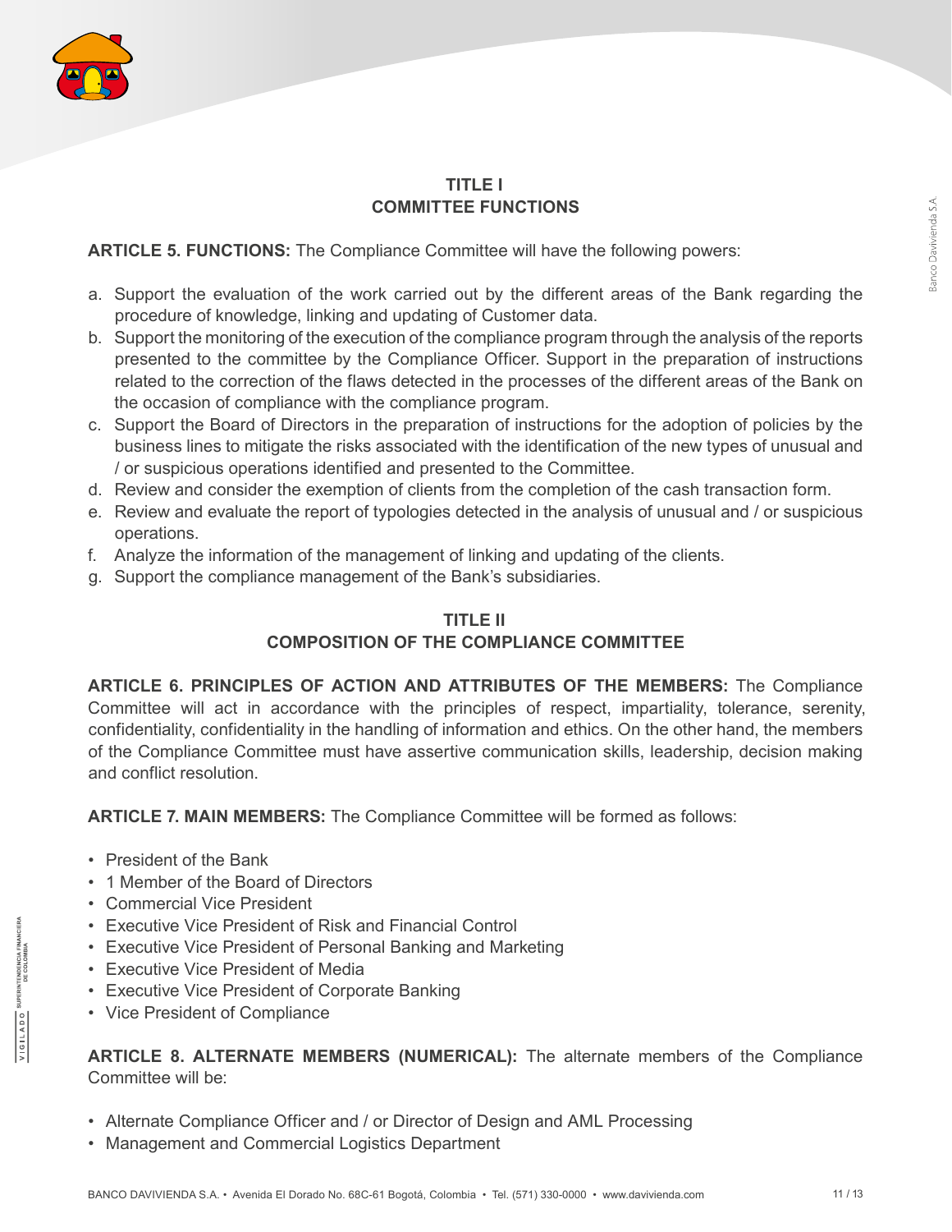## TITLE I
## COMMITTEE FUNCTIONS

**ARTICLE 5. FUNCTIONS:** The Compliance Committee will have the following powers:

a. Support the evaluation of the work carried out by the different areas of the Bank regarding the procedure of knowledge, linking and updating of Customer data.
b. Support the monitoring of the execution of the compliance program through the analysis of the reports presented to the committee by the Compliance Officer. Support in the preparation of instructions related to the correction of the flaws detected in the processes of the different areas of the Bank on the occasion of compliance with the compliance program.
c. Support the Board of Directors in the preparation of instructions for the adoption of policies by the business lines to mitigate the risks associated with the identification of the new types of unusual and / or suspicious operations identified and presented to the Committee.
d. Review and consider the exemption of clients from the completion of the cash transaction form.
e. Review and evaluate the report of typologies detected in the analysis of unusual and / or suspicious operations.
f. Analyze the information of the management of linking and updating of the clients.
g. Support the compliance management of the Bank's subsidiaries.

## TITLE II
## COMPOSITION OF THE COMPLIANCE COMMITTEE

**ARTICLE 6. PRINCIPLES OF ACTION AND ATTRIBUTES OF THE MEMBERS:** The Compliance Committee will act in accordance with the principles of respect, impartiality, tolerance, serenity, confidentiality, confidentiality in the handling of information and ethics. On the other hand, the members of the Compliance Committee must have assertive communication skills, leadership, decision making and conflict resolution.

**ARTICLE 7. MAIN MEMBERS:** The Compliance Committee will be formed as follows:

- President of the Bank
- 1 Member of the Board of Directors
- Commercial Vice President
- Executive Vice President of Risk and Financial Control
- Executive Vice President of Personal Banking and Marketing
- Executive Vice President of Media
- Executive Vice President of Corporate Banking
- Vice President of Compliance

**ARTICLE 8. ALTERNATE MEMBERS (NUMERICAL):** The alternate members of the Compliance Committee will be:

- Alternate Compliance Officer and / or Director of Design and AML Processing
- Management and Commercial Logistics Department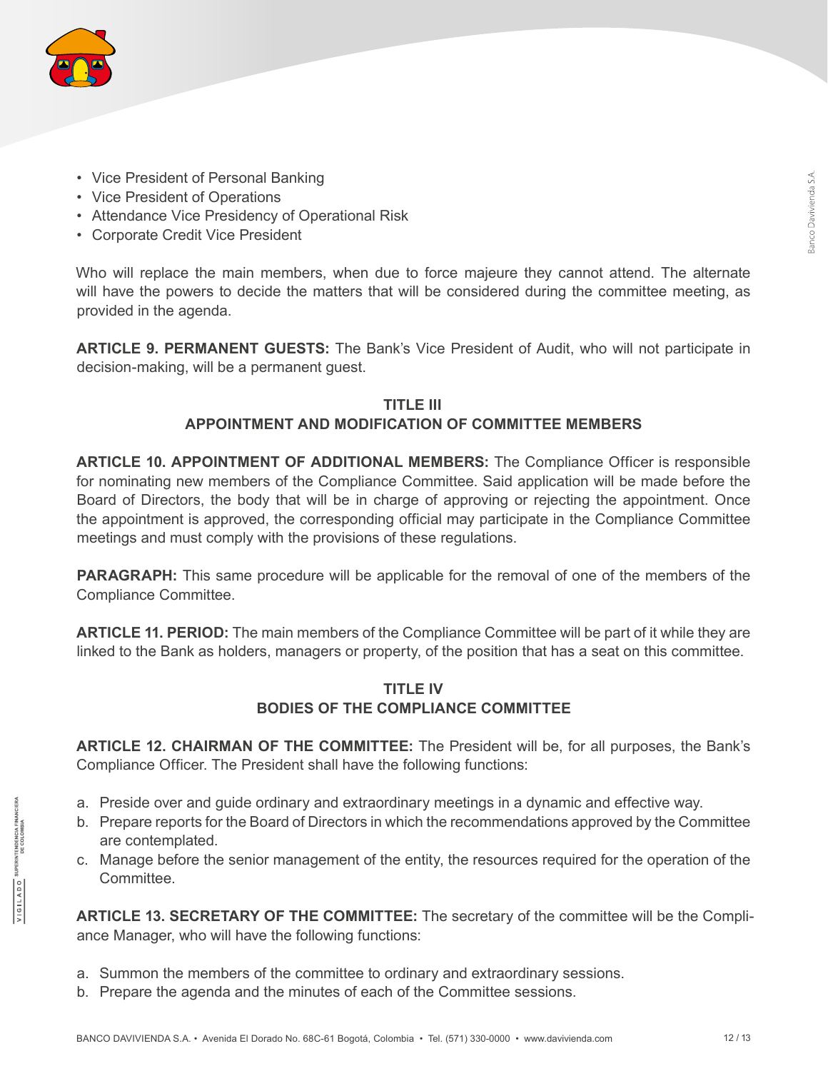- Vice President of Personal Banking
- Vice President of Operations
- Attendance Vice Presidency of Operational Risk
- Corporate Credit Vice President

Who will replace the main members, when due to force majeure they cannot attend. The alternate will have the powers to decide the matters that will be considered during the committee meeting, as provided in the agenda.

**ARTICLE 9. PERMANENT GUESTS:** The Bank's Vice President of Audit, who will not participate in decision-making, will be a permanent guest.

## TITLE III
## APPOINTMENT AND MODIFICATION OF COMMITTEE MEMBERS

**ARTICLE 10. APPOINTMENT OF ADDITIONAL MEMBERS:** The Compliance Officer is responsible for nominating new members of the Compliance Committee. Said application will be made before the Board of Directors, the body that will be in charge of approving or rejecting the appointment. Once the appointment is approved, the corresponding official may participate in the Compliance Committee meetings and must comply with the provisions of these regulations.

**PARAGRAPH:** This same procedure will be applicable for the removal of one of the members of the Compliance Committee.

**ARTICLE 11. PERIOD:** The main members of the Compliance Committee will be part of it while they are linked to the Bank as holders, managers or property, of the position that has a seat on this committee.

## TITLE IV
## BODIES OF THE COMPLIANCE COMMITTEE

**ARTICLE 12. CHAIRMAN OF THE COMMITTEE:** The President will be, for all purposes, the Bank's Compliance Officer. The President shall have the following functions:

a. Preside over and guide ordinary and extraordinary meetings in a dynamic and effective way.
b. Prepare reports for the Board of Directors in which the recommendations approved by the Committee are contemplated.
c. Manage before the senior management of the entity, the resources required for the operation of the Committee.

**ARTICLE 13. SECRETARY OF THE COMMITTEE:** The secretary of the committee will be the Compliance Manager, who will have the following functions:

a. Summon the members of the committee to ordinary and extraordinary sessions.
b. Prepare the agenda and the minutes of each of the Committee sessions.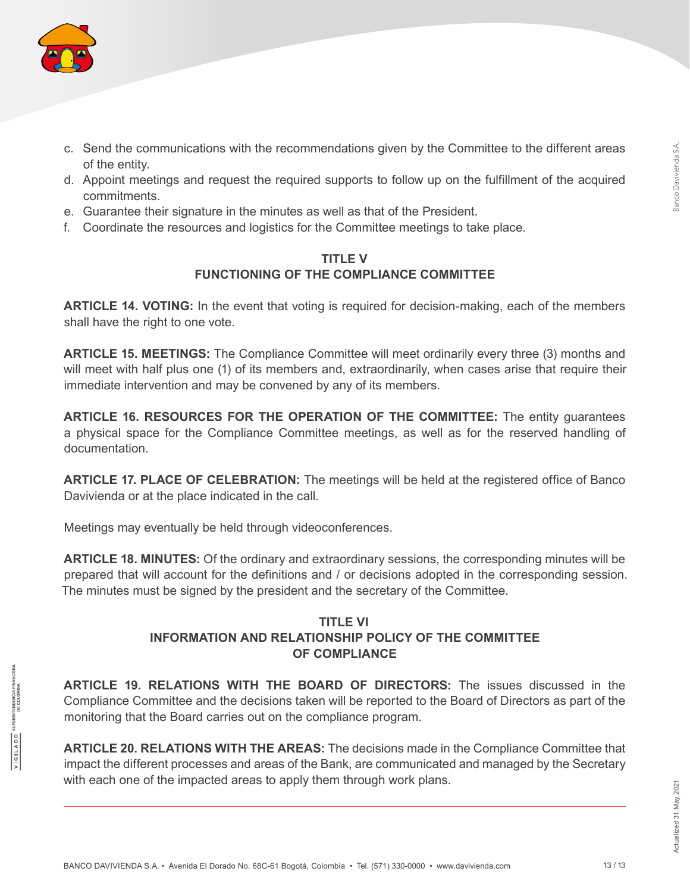c. Send the communications with the recommendations given by the Committee to the different areas of the entity.
d. Appoint meetings and request the required supports to follow up on the fulfillment of the acquired commitments.
e. Guarantee their signature in the minutes as well as that of the President.
f. Coordinate the resources and logistics for the Committee meetings to take place.

## TITLE V
## FUNCTIONING OF THE COMPLIANCE COMMITTEE

**ARTICLE 14. VOTING:** In the event that voting is required for decision-making, each of the members shall have the right to one vote.

**ARTICLE 15. MEETINGS:** The Compliance Committee will meet ordinarily every three (3) months and will meet with half plus one (1) of its members and, extraordinarily, when cases arise that require their immediate intervention and may be convened by any of its members.

**ARTICLE 16. RESOURCES FOR THE OPERATION OF THE COMMITTEE:** The entity guarantees a physical space for the Compliance Committee meetings, as well as for the reserved handling of documentation.

**ARTICLE 17. PLACE OF CELEBRATION:** The meetings will be held at the registered office of Banco Davivienda or at the place indicated in the call.

Meetings may eventually be held through videoconferences.

**ARTICLE 18. MINUTES:** Of the ordinary and extraordinary sessions, the corresponding minutes will be prepared that will account for the definitions and / or decisions adopted in the corresponding session. The minutes must be signed by the president and the secretary of the Committee.

## TITLE VI
## INFORMATION AND RELATIONSHIP POLICY OF THE COMMITTEE OF COMPLIANCE

**ARTICLE 19. RELATIONS WITH THE BOARD OF DIRECTORS:** The issues discussed in the Compliance Committee and the decisions taken will be reported to the Board of Directors as part of the monitoring that the Board carries out on the compliance program.

**ARTICLE 20. RELATIONS WITH THE AREAS:** The decisions made in the Compliance Committee that impact the different processes and areas of the Bank, are communicated and managed by the Secretary with each one of the impacted areas to apply them through work plans.